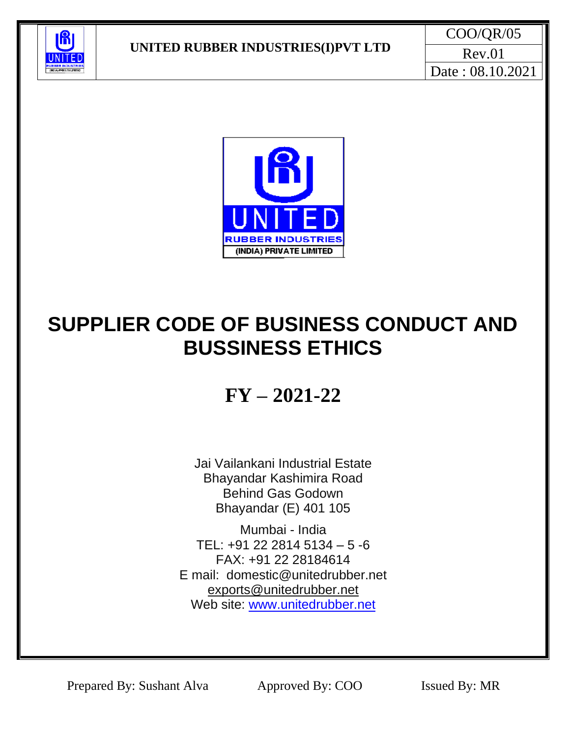| | |
|---|---|
| UNITED RUBBER INDUSTRIES(I)PVT LTD | COO/QR/05 |
| | Rev.01 |
| | Date : 08.10.2021 |

# SUPPLIER CODE OF BUSINESS CONDUCT AND BUSSINESS ETHICS

## FY – 2021-22

Jai Vailankani Industrial Estate
Bhayandar Kashimira Road
Behind Gas Godown
Bhayandar (E) 401 105

Mumbai - India
TEL: +91 22 2814 5134 – 5 -6
FAX: +91 22 28184614
E mail: domestic@unitedrubber.net
exports@unitedrubber.net
Web site: www.unitedrubber.net

Prepared By: Sushant Alva    Approved By: COO    Issued By: MR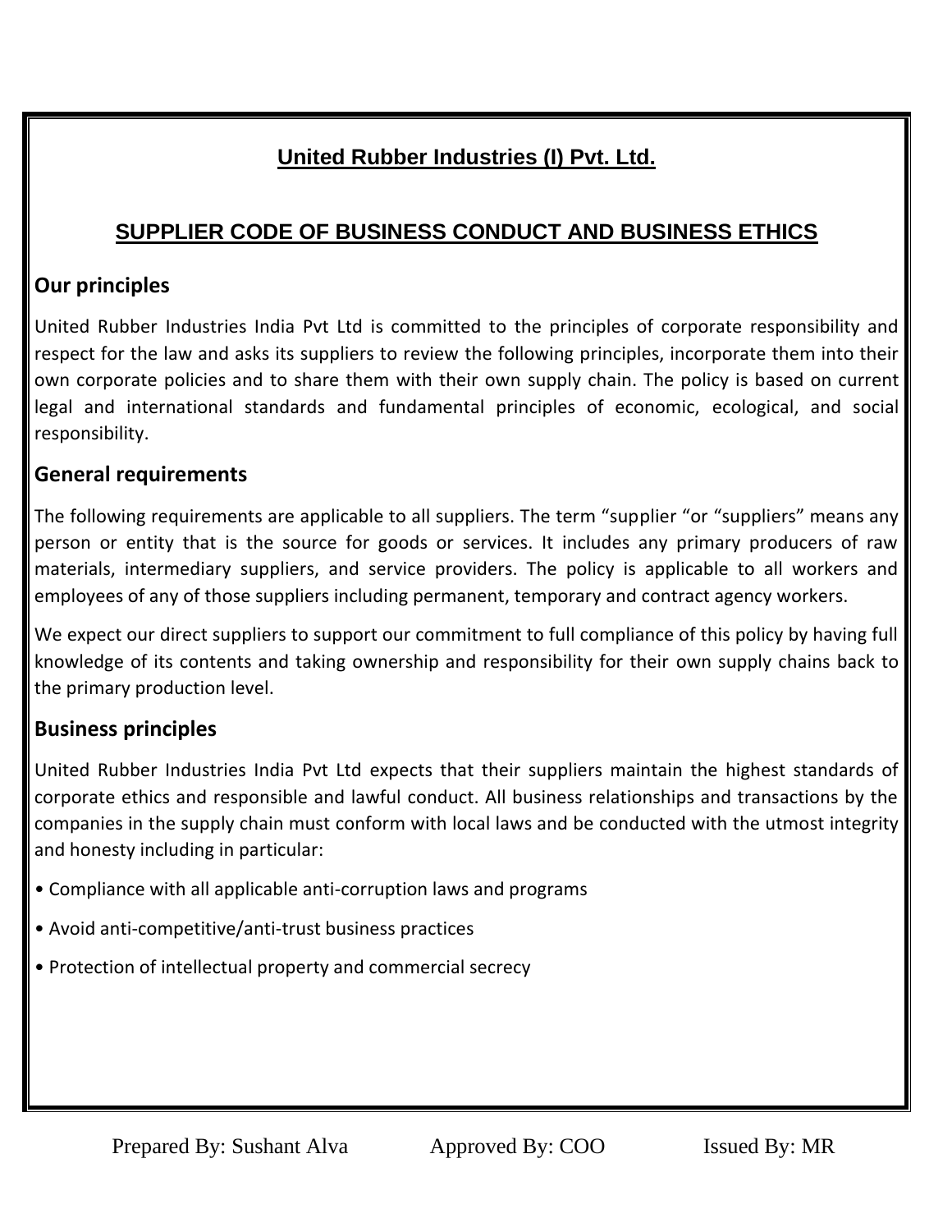## United Rubber Industries (I) Pvt. Ltd.

## SUPPLIER CODE OF BUSINESS CONDUCT AND BUSINESS ETHICS

### Our principles

United Rubber Industries India Pvt Ltd is committed to the principles of corporate responsibility and respect for the law and asks its suppliers to review the following principles, incorporate them into their own corporate policies and to share them with their own supply chain. The policy is based on current legal and international standards and fundamental principles of economic, ecological, and social responsibility.

### General requirements

The following requirements are applicable to all suppliers. The term "supplier "or "suppliers" means any person or entity that is the source for goods or services. It includes any primary producers of raw materials, intermediary suppliers, and service providers. The policy is applicable to all workers and employees of any of those suppliers including permanent, temporary and contract agency workers.

We expect our direct suppliers to support our commitment to full compliance of this policy by having full knowledge of its contents and taking ownership and responsibility for their own supply chains back to the primary production level.

### Business principles

United Rubber Industries India Pvt Ltd expects that their suppliers maintain the highest standards of corporate ethics and responsible and lawful conduct. All business relationships and transactions by the companies in the supply chain must conform with local laws and be conducted with the utmost integrity and honesty including in particular:

- Compliance with all applicable anti-corruption laws and programs
- Avoid anti-competitive/anti-trust business practices
- Protection of intellectual property and commercial secrecy

Prepared By: Sushant Alva Approved By: COO Issued By: MR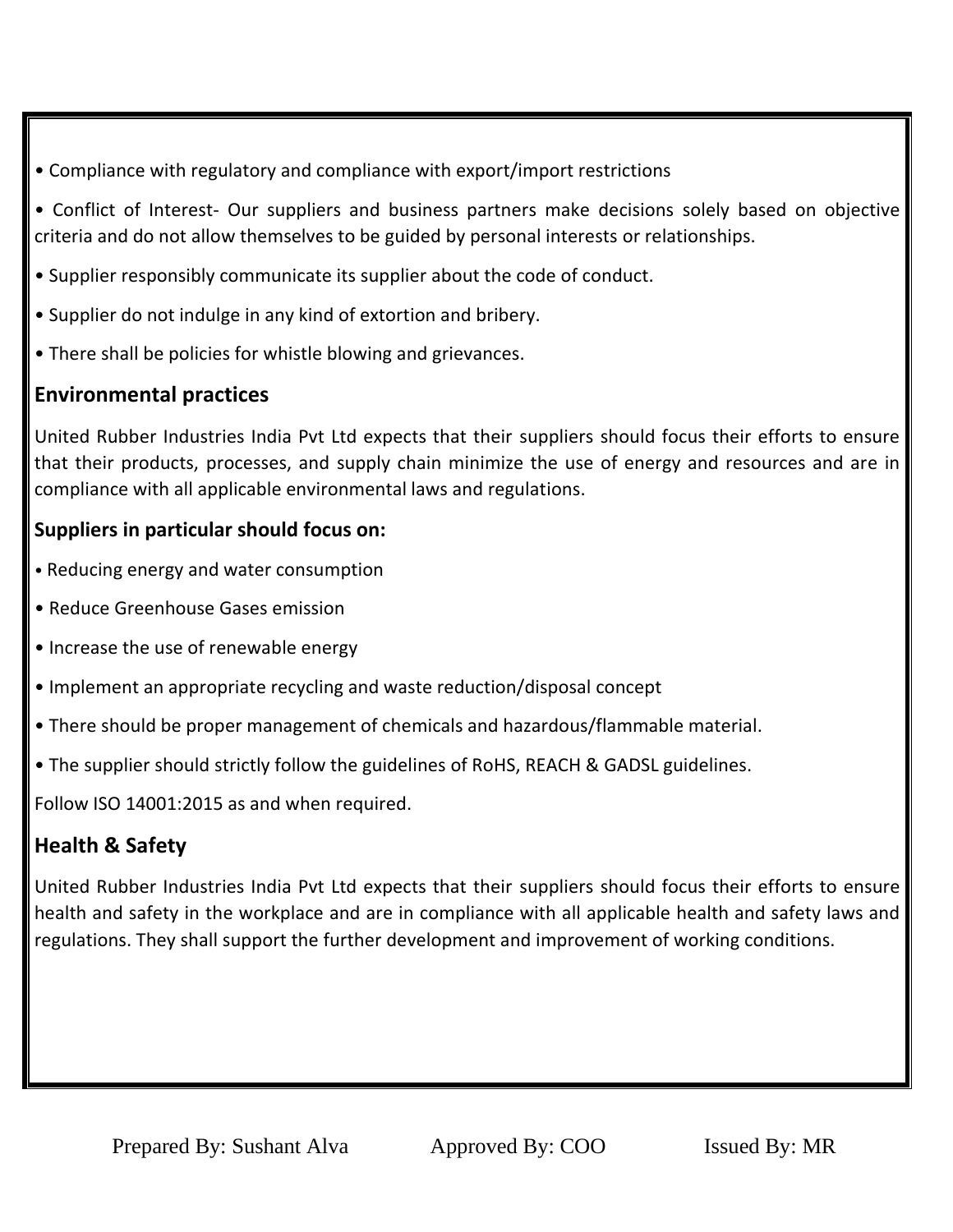- Compliance with regulatory and compliance with export/import restrictions
- Conflict of Interest- Our suppliers and business partners make decisions solely based on objective criteria and do not allow themselves to be guided by personal interests or relationships.
- Supplier responsibly communicate its supplier about the code of conduct.
- Supplier do not indulge in any kind of extortion and bribery.
- There shall be policies for whistle blowing and grievances.

## Environmental practices

United Rubber Industries India Pvt Ltd expects that their suppliers should focus their efforts to ensure that their products, processes, and supply chain minimize the use of energy and resources and are in compliance with all applicable environmental laws and regulations.

**Suppliers in particular should focus on:**

- Reducing energy and water consumption
- Reduce Greenhouse Gases emission
- Increase the use of renewable energy
- Implement an appropriate recycling and waste reduction/disposal concept
- There should be proper management of chemicals and hazardous/flammable material.
- The supplier should strictly follow the guidelines of RoHS, REACH & GADSL guidelines.

Follow ISO 14001:2015 as and when required.

## Health & Safety

United Rubber Industries India Pvt Ltd expects that their suppliers should focus their efforts to ensure health and safety in the workplace and are in compliance with all applicable health and safety laws and regulations. They shall support the further development and improvement of working conditions.

Prepared By: Sushant Alva    Approved By: COO    Issued By: MR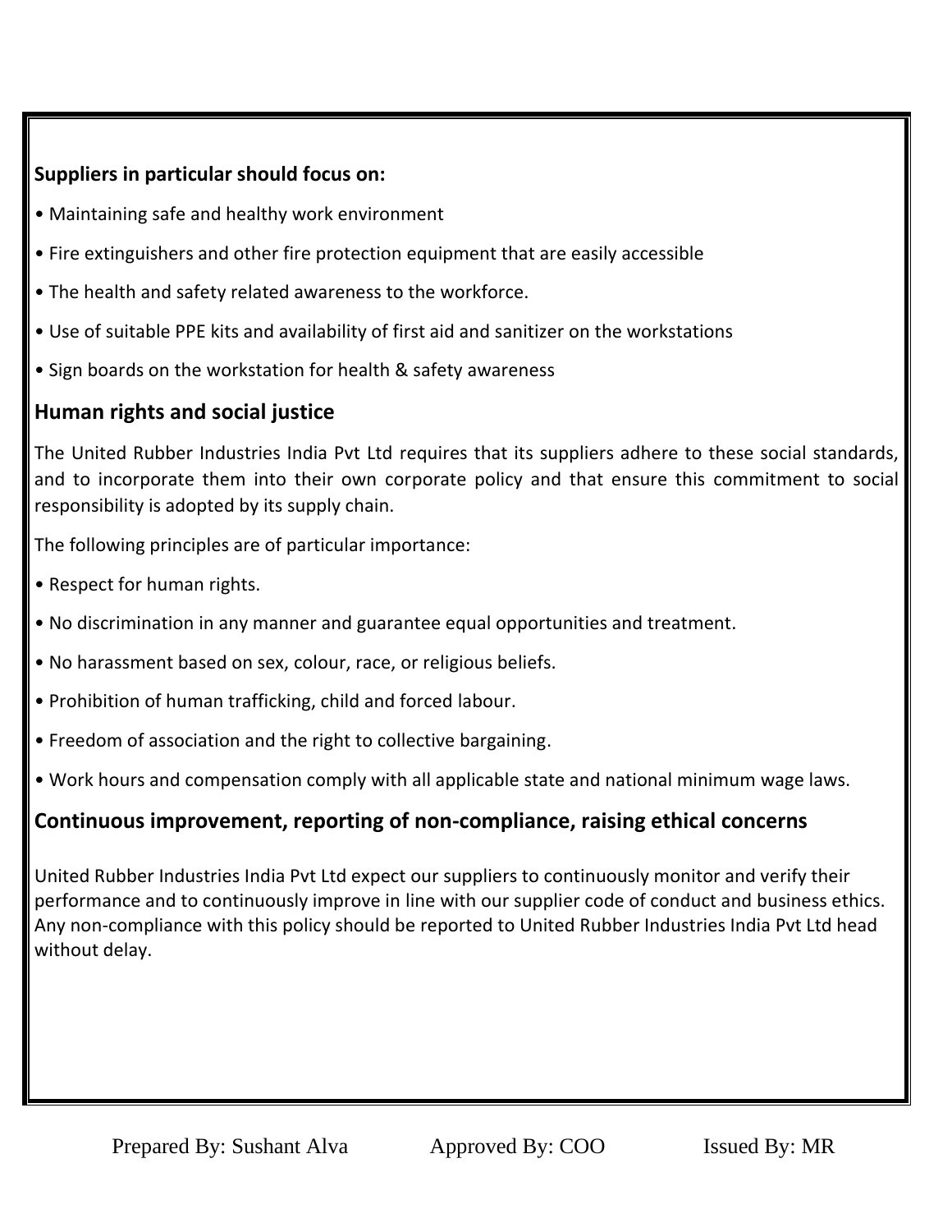**Suppliers in particular should focus on:**

- Maintaining safe and healthy work environment
- Fire extinguishers and other fire protection equipment that are easily accessible
- The health and safety related awareness to the workforce.
- Use of suitable PPE kits and availability of first aid and sanitizer on the workstations
- Sign boards on the workstation for health & safety awareness

## Human rights and social justice

The United Rubber Industries India Pvt Ltd requires that its suppliers adhere to these social standards, and to incorporate them into their own corporate policy and that ensure this commitment to social responsibility is adopted by its supply chain.

The following principles are of particular importance:

- Respect for human rights.
- No discrimination in any manner and guarantee equal opportunities and treatment.
- No harassment based on sex, colour, race, or religious beliefs.
- Prohibition of human trafficking, child and forced labour.
- Freedom of association and the right to collective bargaining.
- Work hours and compensation comply with all applicable state and national minimum wage laws.

## Continuous improvement, reporting of non-compliance, raising ethical concerns

United Rubber Industries India Pvt Ltd expect our suppliers to continuously monitor and verify their performance and to continuously improve in line with our supplier code of conduct and business ethics. Any non-compliance with this policy should be reported to United Rubber Industries India Pvt Ltd head without delay.

Prepared By: Sushant Alva Approved By: COO Issued By: MR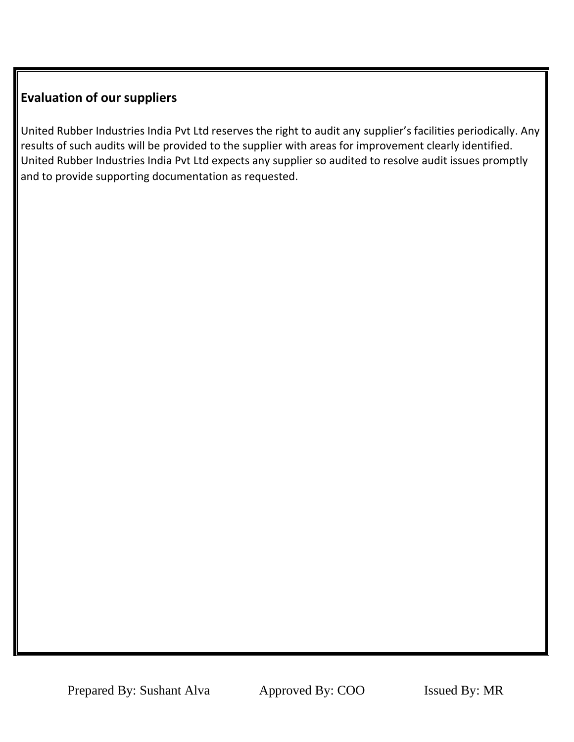## Evaluation of our suppliers

United Rubber Industries India Pvt Ltd reserves the right to audit any supplier's facilities periodically. Any results of such audits will be provided to the supplier with areas for improvement clearly identified. United Rubber Industries India Pvt Ltd expects any supplier so audited to resolve audit issues promptly and to provide supporting documentation as requested.

Prepared By: Sushant Alva Approved By: COO Issued By: MR